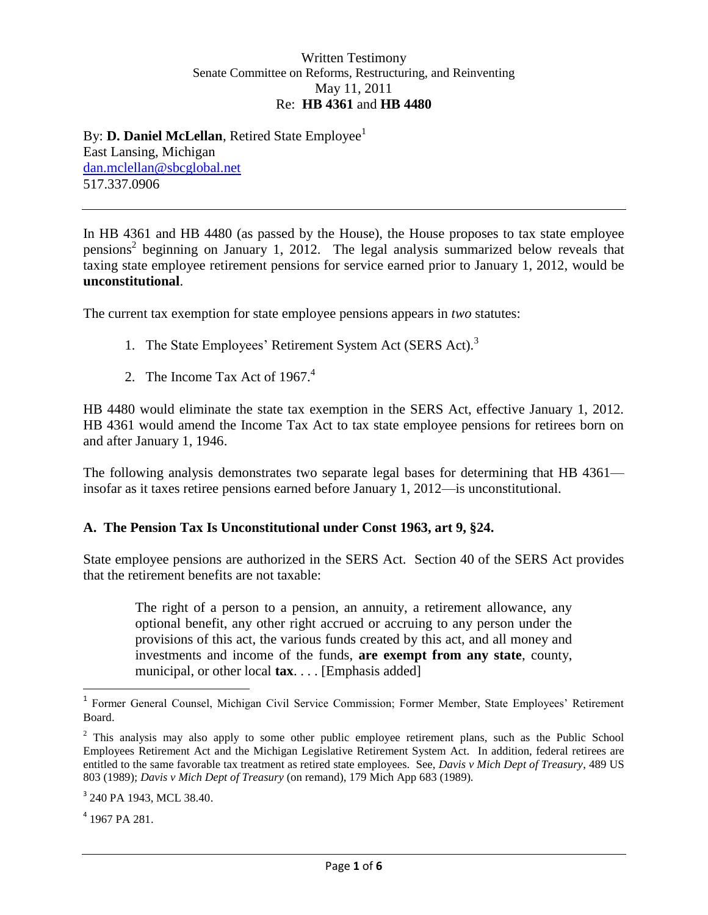Written Testimony
Senate Committee on Reforms, Restructuring, and Reinventing
May 11, 2011
Re: **HB 4361** and **HB 4480**

By: **D. Daniel McLellan**, Retired State Employee[1]
East Lansing, Michigan
dan.mclellan@sbcglobal.net
517.337.0906

---

In HB 4361 and HB 4480 (as passed by the House), the House proposes to tax state employee pensions[2] beginning on January 1, 2012. The legal analysis summarized below reveals that taxing state employee retirement pensions for service earned prior to January 1, 2012, would be **unconstitutional**.

The current tax exemption for state employee pensions appears in *two* statutes:

1. The State Employees' Retirement System Act (SERS Act).[3]
2. The Income Tax Act of 1967.[4]

HB 4480 would eliminate the state tax exemption in the SERS Act, effective January 1, 2012. HB 4361 would amend the Income Tax Act to tax state employee pensions for retirees born on and after January 1, 1946.

The following analysis demonstrates two separate legal bases for determining that HB 4361—insofar as it taxes retiree pensions earned before January 1, 2012—is unconstitutional.

### A. The Pension Tax Is Unconstitutional under Const 1963, art 9, §24.

State employee pensions are authorized in the SERS Act. Section 40 of the SERS Act provides that the retirement benefits are not taxable:

> The right of a person to a pension, an annuity, a retirement allowance, any optional benefit, any other right accrued or accruing to any person under the provisions of this act, the various funds created by this act, and all money and investments and income of the funds, **are exempt from any state**, county, municipal, or other local **tax**. . . . [Emphasis added]

---

[1] Former General Counsel, Michigan Civil Service Commission; Former Member, State Employees' Retirement Board.

[2] This analysis may also apply to some other public employee retirement plans, such as the Public School Employees Retirement Act and the Michigan Legislative Retirement System Act. In addition, federal retirees are entitled to the same favorable tax treatment as retired state employees. See, *Davis v Mich Dept of Treasury*, 489 US 803 (1989); *Davis v Mich Dept of Treasury* (on remand), 179 Mich App 683 (1989).

[3] 240 PA 1943, MCL 38.40.

[4] 1967 PA 281.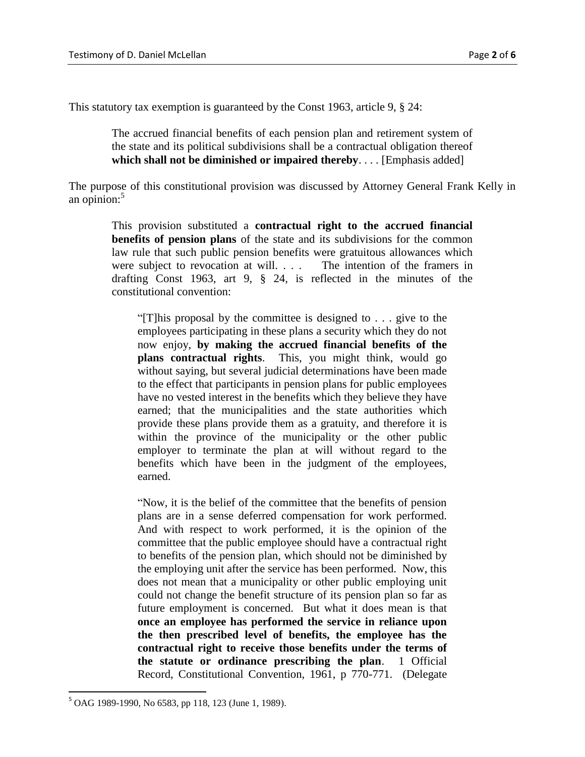This statutory tax exemption is guaranteed by the Const 1963, article 9, § 24:

> The accrued financial benefits of each pension plan and retirement system of the state and its political subdivisions shall be a contractual obligation thereof **which shall not be diminished or impaired thereby**. . . . [Emphasis added]

The purpose of this constitutional provision was discussed by Attorney General Frank Kelly in an opinion:[5]

> This provision substituted a **contractual right to the accrued financial benefits of pension plans** of the state and its subdivisions for the common law rule that such public pension benefits were gratuitous allowances which were subject to revocation at will. . . . The intention of the framers in drafting Const 1963, art 9, § 24, is reflected in the minutes of the constitutional convention:
>
> > "[T]his proposal by the committee is designed to . . . give to the employees participating in these plans a security which they do not now enjoy, **by making the accrued financial benefits of the plans contractual rights**. This, you might think, would go without saying, but several judicial determinations have been made to the effect that participants in pension plans for public employees have no vested interest in the benefits which they believe they have earned; that the municipalities and the state authorities which provide these plans provide them as a gratuity, and therefore it is within the province of the municipality or the other public employer to terminate the plan at will without regard to the benefits which have been in the judgment of the employees, earned.
> >
> > "Now, it is the belief of the committee that the benefits of pension plans are in a sense deferred compensation for work performed. And with respect to work performed, it is the opinion of the committee that the public employee should have a contractual right to benefits of the pension plan, which should not be diminished by the employing unit after the service has been performed. Now, this does not mean that a municipality or other public employing unit could not change the benefit structure of its pension plan so far as future employment is concerned. But what it does mean is that **once an employee has performed the service in reliance upon the then prescribed level of benefits, the employee has the contractual right to receive those benefits under the terms of the statute or ordinance prescribing the plan**. 1 Official Record, Constitutional Convention, 1961, p 770-771. (Delegate

[5] OAG 1989-1990, No 6583, pp 118, 123 (June 1, 1989).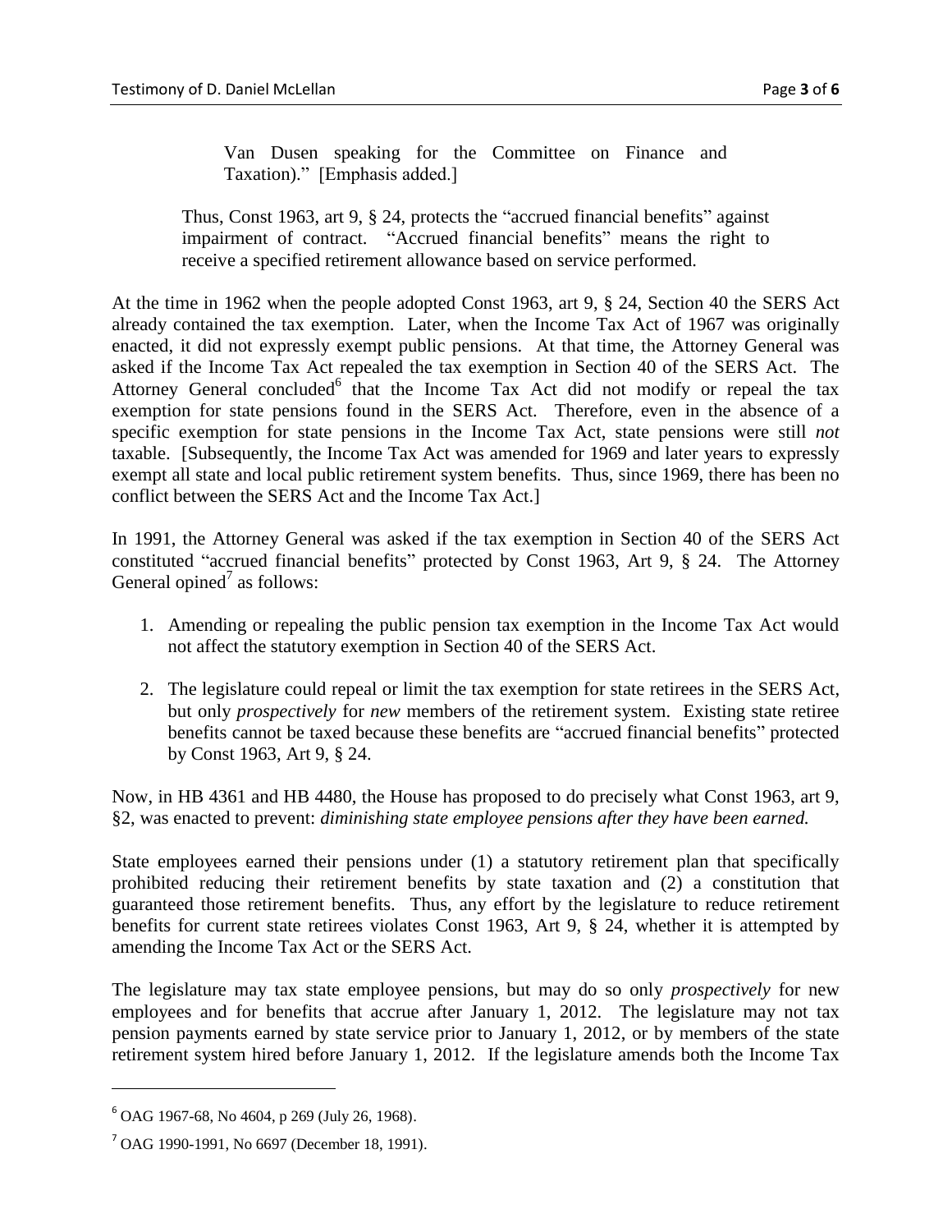> Van Dusen speaking for the Committee on Finance and Taxation)." [Emphasis added.]
>
> Thus, Const 1963, art 9, § 24, protects the "accrued financial benefits" against impairment of contract. "Accrued financial benefits" means the right to receive a specified retirement allowance based on service performed.

At the time in 1962 when the people adopted Const 1963, art 9, § 24, Section 40 the SERS Act already contained the tax exemption. Later, when the Income Tax Act of 1967 was originally enacted, it did not expressly exempt public pensions. At that time, the Attorney General was asked if the Income Tax Act repealed the tax exemption in Section 40 of the SERS Act. The Attorney General concluded[6] that the Income Tax Act did not modify or repeal the tax exemption for state pensions found in the SERS Act. Therefore, even in the absence of a specific exemption for state pensions in the Income Tax Act, state pensions were still *not* taxable. [Subsequently, the Income Tax Act was amended for 1969 and later years to expressly exempt all state and local public retirement system benefits. Thus, since 1969, there has been no conflict between the SERS Act and the Income Tax Act.]

In 1991, the Attorney General was asked if the tax exemption in Section 40 of the SERS Act constituted "accrued financial benefits" protected by Const 1963, Art 9, § 24. The Attorney General opined[7] as follows:

1. Amending or repealing the public pension tax exemption in the Income Tax Act would not affect the statutory exemption in Section 40 of the SERS Act.
2. The legislature could repeal or limit the tax exemption for state retirees in the SERS Act, but only *prospectively* for *new* members of the retirement system. Existing state retiree benefits cannot be taxed because these benefits are "accrued financial benefits" protected by Const 1963, Art 9, § 24.

Now, in HB 4361 and HB 4480, the House has proposed to do precisely what Const 1963, art 9, §2, was enacted to prevent: *diminishing state employee pensions after they have been earned.*

State employees earned their pensions under (1) a statutory retirement plan that specifically prohibited reducing their retirement benefits by state taxation and (2) a constitution that guaranteed those retirement benefits. Thus, any effort by the legislature to reduce retirement benefits for current state retirees violates Const 1963, Art 9, § 24, whether it is attempted by amending the Income Tax Act or the SERS Act.

The legislature may tax state employee pensions, but may do so only *prospectively* for new employees and for benefits that accrue after January 1, 2012. The legislature may not tax pension payments earned by state service prior to January 1, 2012, or by members of the state retirement system hired before January 1, 2012. If the legislature amends both the Income Tax

---

[6] OAG 1967-68, No 4604, p 269 (July 26, 1968).

[7] OAG 1990-1991, No 6697 (December 18, 1991).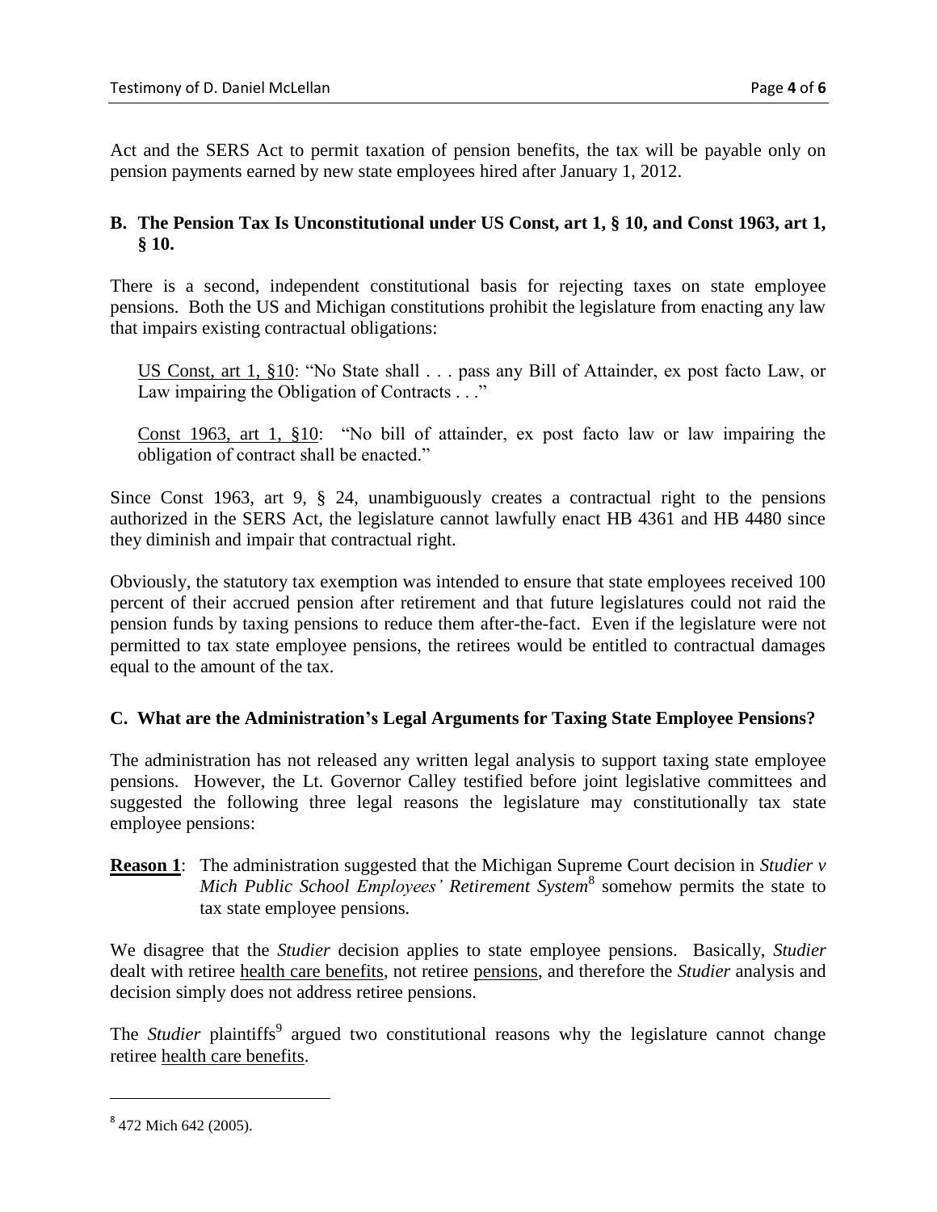Act and the SERS Act to permit taxation of pension benefits, the tax will be payable only on pension payments earned by new state employees hired after January 1, 2012.

### B. The Pension Tax Is Unconstitutional under US Const, art 1, § 10, and Const 1963, art 1, § 10.

There is a second, independent constitutional basis for rejecting taxes on state employee pensions. Both the US and Michigan constitutions prohibit the legislature from enacting any law that impairs existing contractual obligations:

> US Const, art 1, §10: "No State shall . . . pass any Bill of Attainder, ex post facto Law, or Law impairing the Obligation of Contracts . . ."
>
> Const 1963, art 1, §10: "No bill of attainder, ex post facto law or law impairing the obligation of contract shall be enacted."

Since Const 1963, art 9, § 24, unambiguously creates a contractual right to the pensions authorized in the SERS Act, the legislature cannot lawfully enact HB 4361 and HB 4480 since they diminish and impair that contractual right.

Obviously, the statutory tax exemption was intended to ensure that state employees received 100 percent of their accrued pension after retirement and that future legislatures could not raid the pension funds by taxing pensions to reduce them after-the-fact. Even if the legislature were not permitted to tax state employee pensions, the retirees would be entitled to contractual damages equal to the amount of the tax.

### C. What are the Administration's Legal Arguments for Taxing State Employee Pensions?

The administration has not released any written legal analysis to support taxing state employee pensions. However, the Lt. Governor Calley testified before joint legislative committees and suggested the following three legal reasons the legislature may constitutionally tax state employee pensions:

**Reason 1**: The administration suggested that the Michigan Supreme Court decision in *Studier v Mich Public School Employees' Retirement System*[8] somehow permits the state to tax state employee pensions.

We disagree that the *Studier* decision applies to state employee pensions. Basically, *Studier* dealt with retiree health care benefits, not retiree pensions, and therefore the *Studier* analysis and decision simply does not address retiree pensions.

The *Studier* plaintiffs[9] argued two constitutional reasons why the legislature cannot change retiree health care benefits.

---

[8] 472 Mich 642 (2005).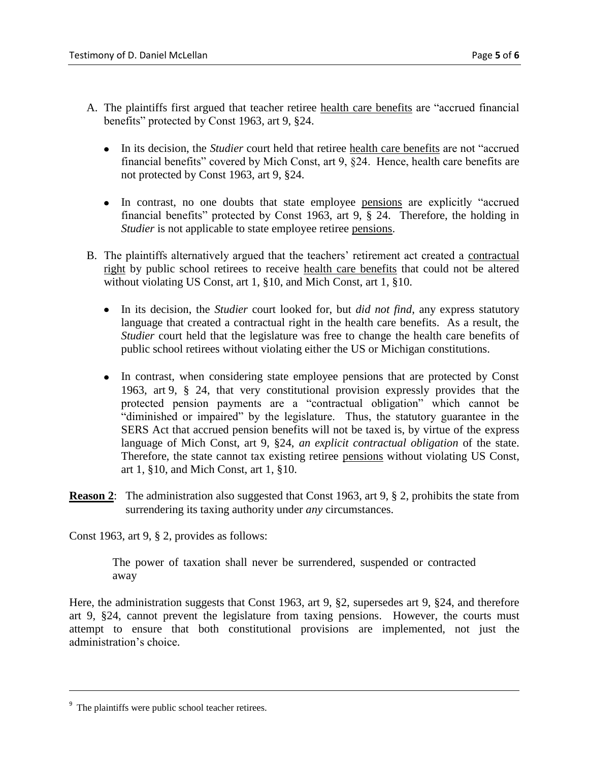A. The plaintiffs first argued that teacher retiree <u>health care benefits</u> are "accrued financial benefits" protected by Const 1963, art 9, §24.

   - In its decision, the *Studier* court held that retiree <u>health care benefits</u> are not "accrued financial benefits" covered by Mich Const, art 9, §24. Hence, health care benefits are not protected by Const 1963, art 9, §24.

   - In contrast, no one doubts that state employee <u>pensions</u> are explicitly "accrued financial benefits" protected by Const 1963, art 9, § 24. Therefore, the holding in *Studier* is not applicable to state employee retiree <u>pensions</u>.

B. The plaintiffs alternatively argued that the teachers' retirement act created a <u>contractual right</u> by public school retirees to receive <u>health care benefits</u> that could not be altered without violating US Const, art 1, §10, and Mich Const, art 1, §10.

   - In its decision, the *Studier* court looked for, but *did not find*, any express statutory language that created a contractual right in the health care benefits. As a result, the *Studier* court held that the legislature was free to change the health care benefits of public school retirees without violating either the US or Michigan constitutions.

   - In contrast, when considering state employee pensions that are protected by Const 1963, art 9, § 24, that very constitutional provision expressly provides that the protected pension payments are a "contractual obligation" which cannot be "diminished or impaired" by the legislature. Thus, the statutory guarantee in the SERS Act that accrued pension benefits will not be taxed is, by virtue of the express language of Mich Const, art 9, §24, *an explicit contractual obligation* of the state. Therefore, the state cannot tax existing retiree <u>pensions</u> without violating US Const, art 1, §10, and Mich Const, art 1, §10.

**<u>Reason 2</u>**: The administration also suggested that Const 1963, art 9, § 2, prohibits the state from surrendering its taxing authority under *any* circumstances.

Const 1963, art 9, § 2, provides as follows:

> The power of taxation shall never be surrendered, suspended or contracted away

Here, the administration suggests that Const 1963, art 9, §2, supersedes art 9, §24, and therefore art 9, §24, cannot prevent the legislature from taxing pensions. However, the courts must attempt to ensure that both constitutional provisions are implemented, not just the administration's choice.

---

[9] The plaintiffs were public school teacher retirees.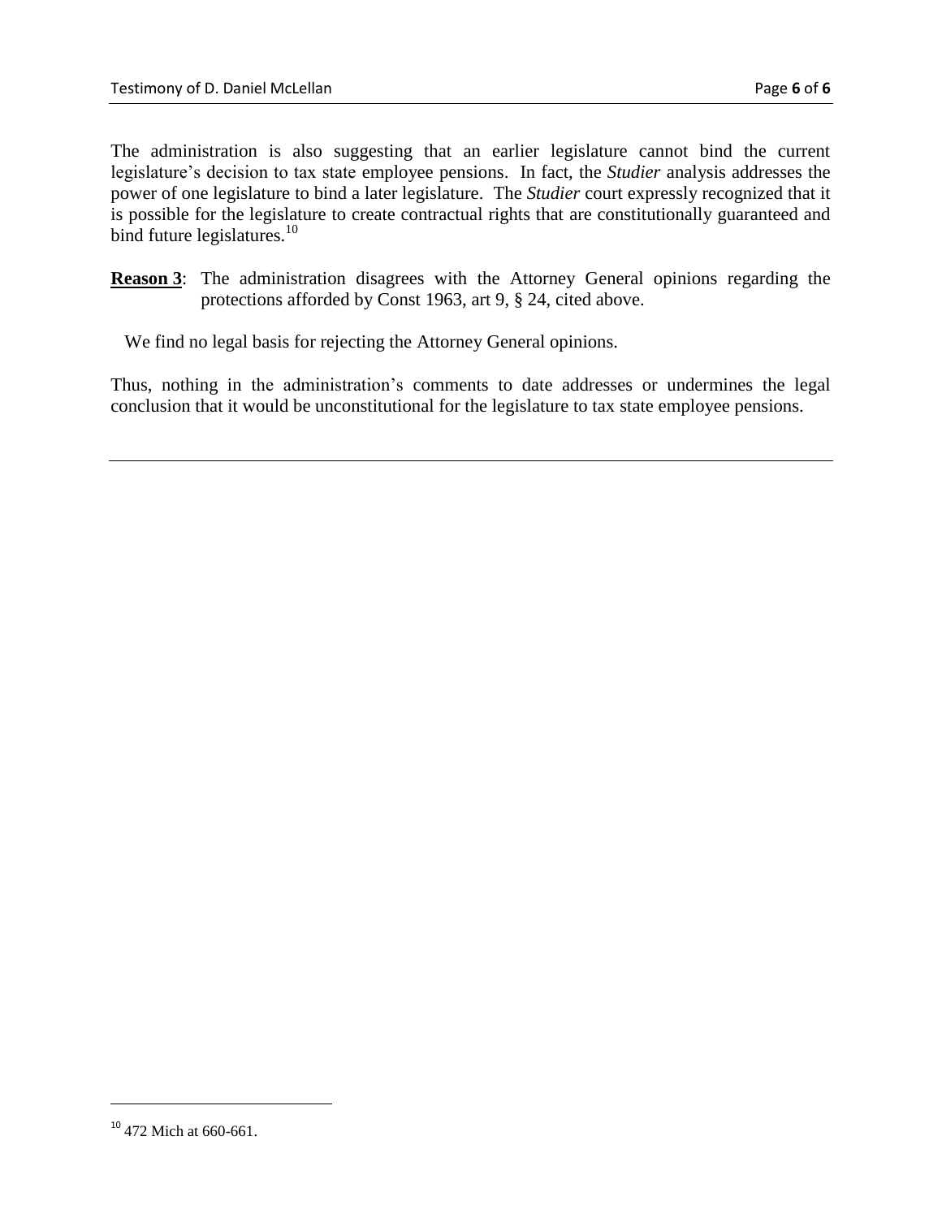The administration is also suggesting that an earlier legislature cannot bind the current legislature's decision to tax state employee pensions. In fact, the *Studier* analysis addresses the power of one legislature to bind a later legislature. The *Studier* court expressly recognized that it is possible for the legislature to create contractual rights that are constitutionally guaranteed and bind future legislatures.[10]

**Reason 3**: The administration disagrees with the Attorney General opinions regarding the protections afforded by Const 1963, art 9, § 24, cited above.

We find no legal basis for rejecting the Attorney General opinions.

Thus, nothing in the administration's comments to date addresses or undermines the legal conclusion that it would be unconstitutional for the legislature to tax state employee pensions.

---

[10] 472 Mich at 660-661.